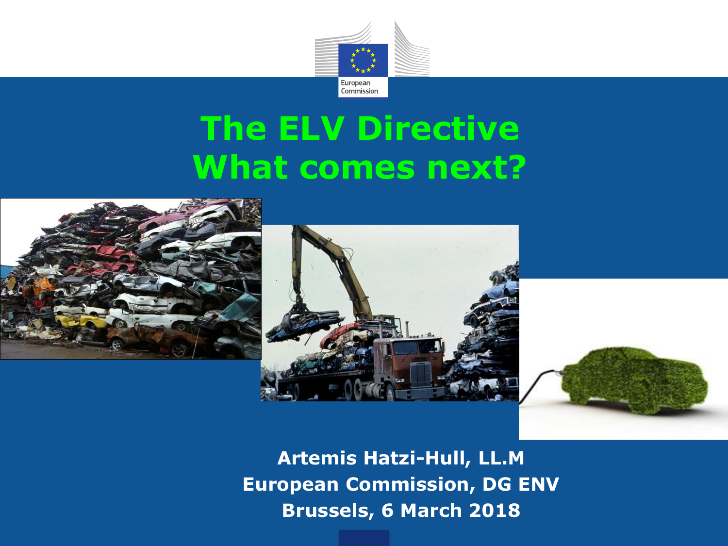European Commission

# The ELV Directive
# What comes next?

**Artemis Hatzi-Hull, LL.M**
**European Commission, DG ENV**
**Brussels, 6 March 2018**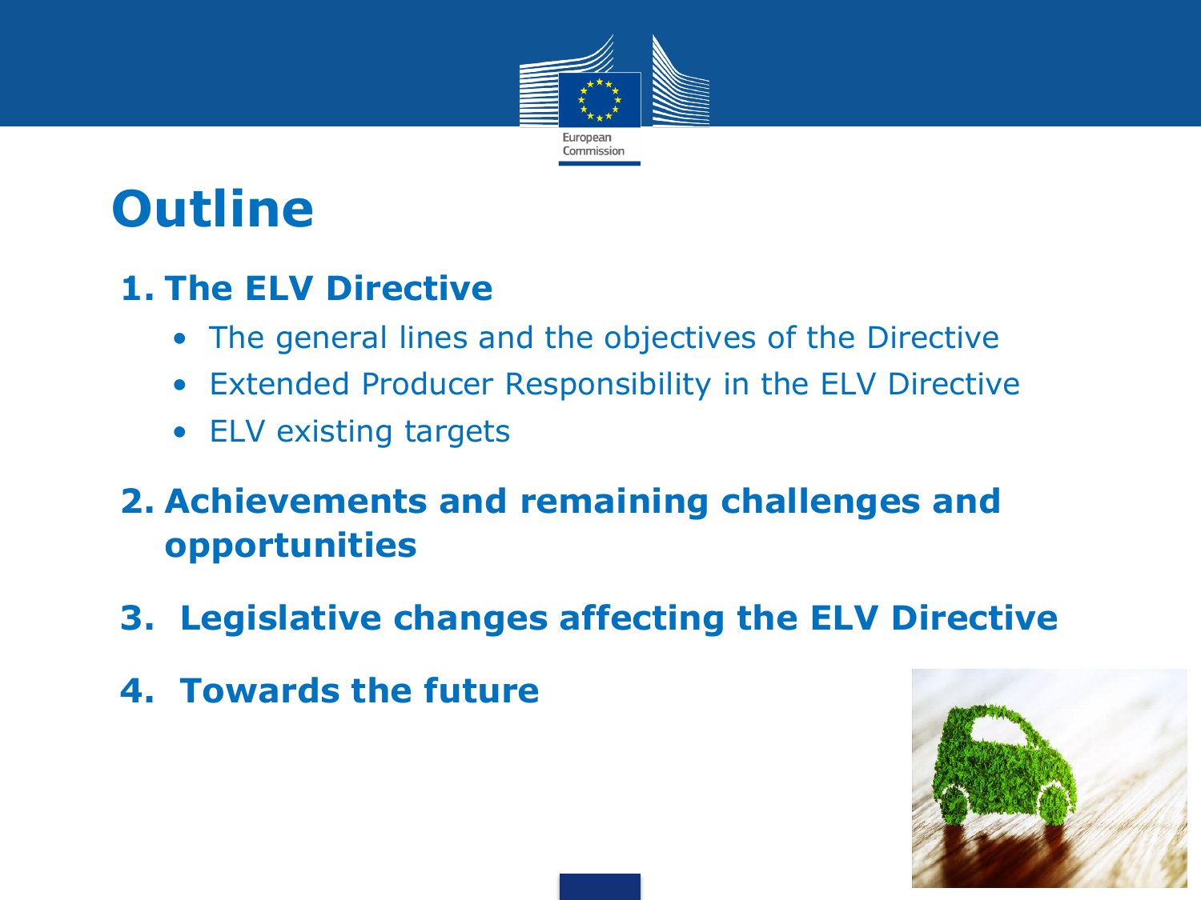# Outline

1. **The ELV Directive**
   - The general lines and the objectives of the Directive
   - Extended Producer Responsibility in the ELV Directive
   - ELV existing targets
2. **Achievements and remaining challenges and opportunities**
3. **Legislative changes affecting the ELV Directive**
4. **Towards the future**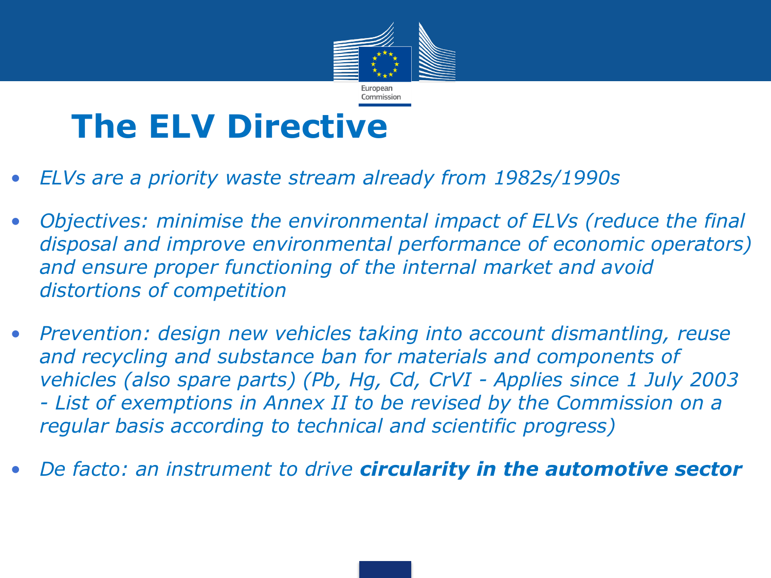# The ELV Directive

- *ELVs are a priority waste stream already from 1982s/1990s*
- *Objectives: minimise the environmental impact of ELVs (reduce the final disposal and improve environmental performance of economic operators) and ensure proper functioning of the internal market and avoid distortions of competition*
- *Prevention: design new vehicles taking into account dismantling, reuse and recycling and substance ban for materials and components of vehicles (also spare parts) (Pb, Hg, Cd, CrVI - Applies since 1 July 2003 - List of exemptions in Annex II to be revised by the Commission on a regular basis according to technical and scientific progress)*
- *De facto: an instrument to drive* ***circularity in the automotive sector***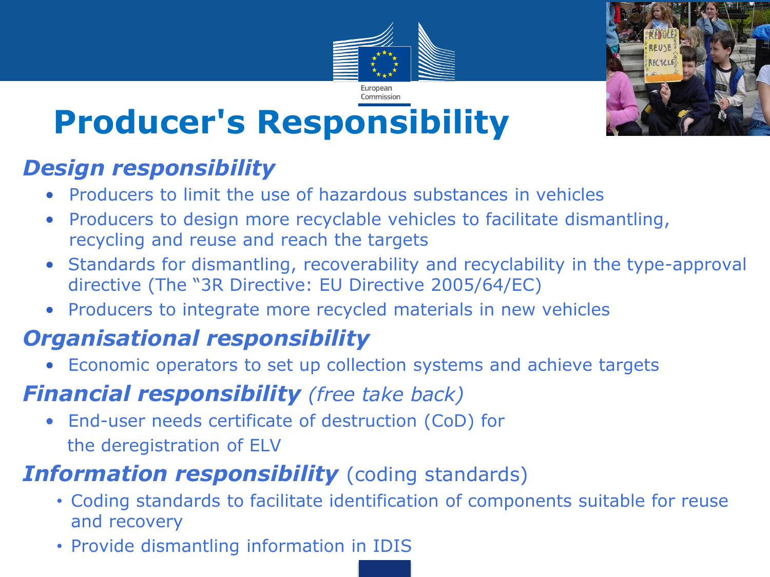# Producer's Responsibility

## *Design responsibility*

- Producers to limit the use of hazardous substances in vehicles
- Producers to design more recyclable vehicles to facilitate dismantling, recycling and reuse and reach the targets
- Standards for dismantling, recoverability and recyclability in the type-approval directive (The "3R Directive: EU Directive 2005/64/EC)
- Producers to integrate more recycled materials in new vehicles

## *Organisational responsibility*

- Economic operators to set up collection systems and achieve targets

## *Financial responsibility (free take back)*

- End-user needs certificate of destruction (CoD) for the deregistration of ELV

## *Information responsibility* (coding standards)

- Coding standards to facilitate identification of components suitable for reuse and recovery
- Provide dismantling information in IDIS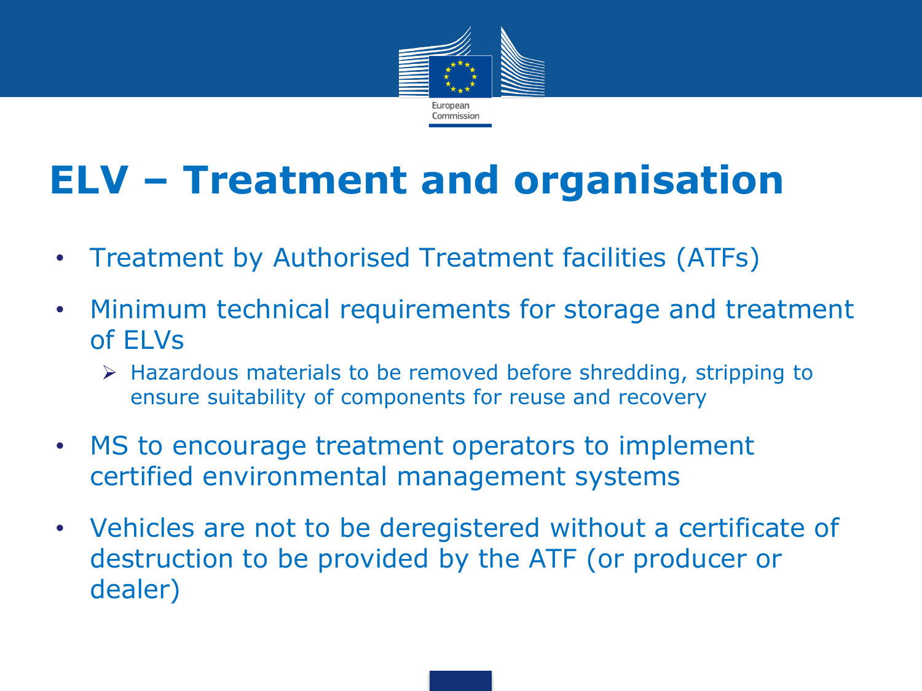# ELV – Treatment and organisation

- Treatment by Authorised Treatment facilities (ATFs)
- Minimum technical requirements for storage and treatment of ELVs
  - Hazardous materials to be removed before shredding, stripping to ensure suitability of components for reuse and recovery
- MS to encourage treatment operators to implement certified environmental management systems
- Vehicles are not to be deregistered without a certificate of destruction to be provided by the ATF (or producer or dealer)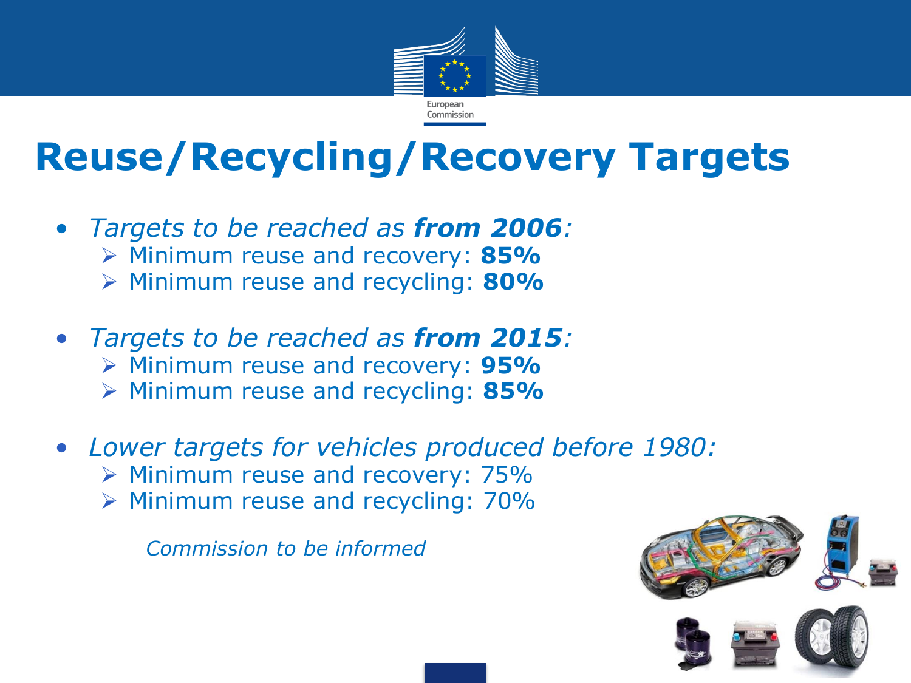# Reuse/Recycling/Recovery Targets

- *Targets to be reached as **from 2006**:*
  - Minimum reuse and recovery: **85%**
  - Minimum reuse and recycling: **80%**
- *Targets to be reached as **from 2015**:*
  - Minimum reuse and recovery: **95%**
  - Minimum reuse and recycling: **85%**
- *Lower targets for vehicles produced before 1980:*
  - Minimum reuse and recovery: 75%
  - Minimum reuse and recycling: 70%

  *Commission to be informed*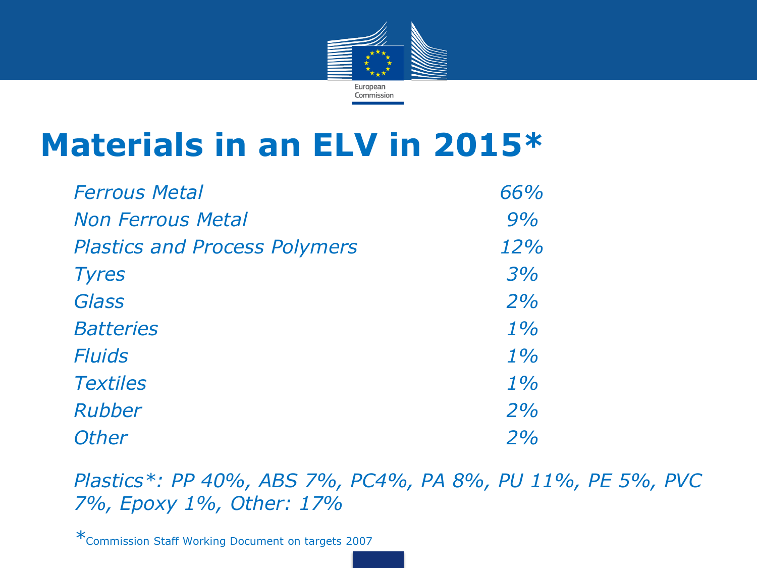# Materials in an ELV in 2015*

| Material | Share |
|---|---|
| *Ferrous Metal* | *66%* |
| *Non Ferrous Metal* | *9%* |
| *Plastics and Process Polymers* | *12%* |
| *Tyres* | *3%* |
| *Glass* | *2%* |
| *Batteries* | *1%* |
| *Fluids* | *1%* |
| *Textiles* | *1%* |
| *Rubber* | *2%* |
| *Other* | *2%* |

*Plastics*: PP 40%, ABS 7%, PC4%, PA 8%, PU 11%, PE 5%, PVC 7%, Epoxy 1%, Other: 17%*

*Commission Staff Working Document on targets 2007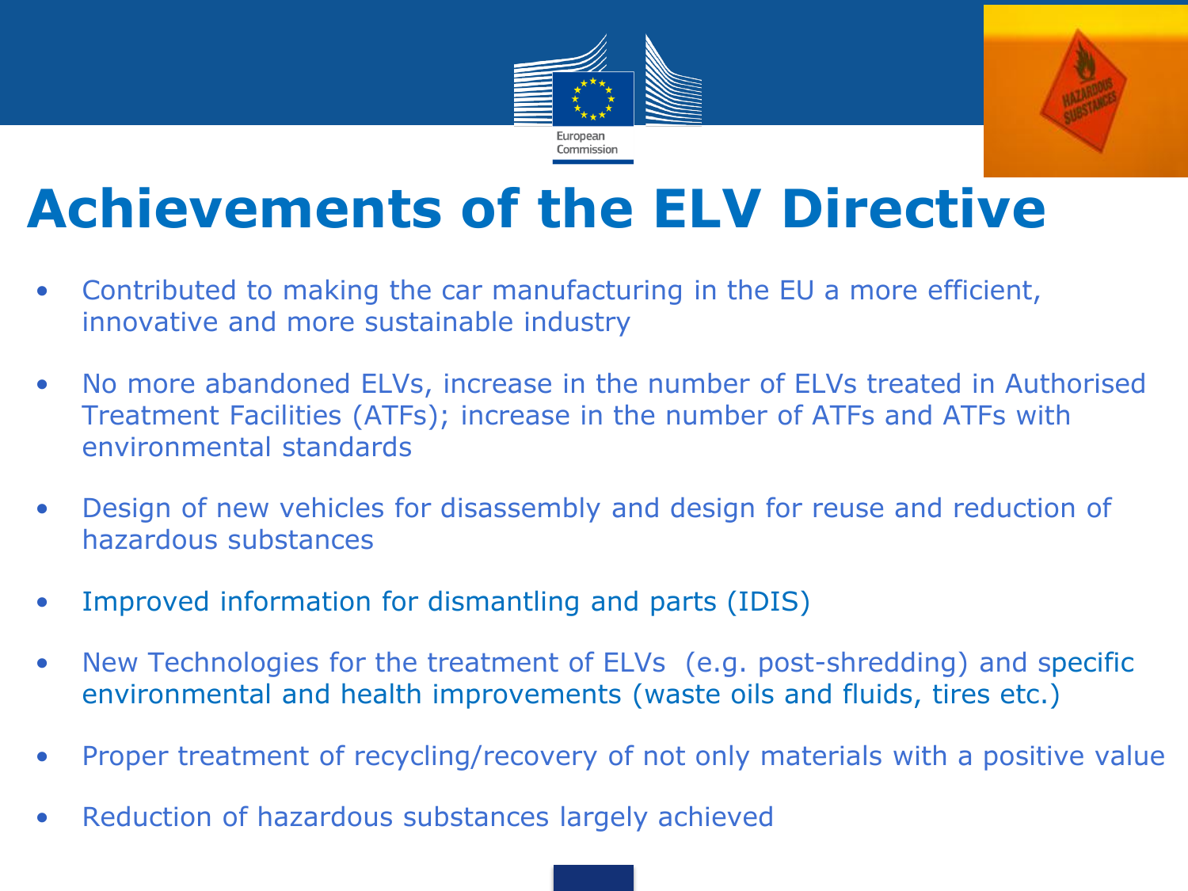# Achievements of the ELV Directive

- Contributed to making the car manufacturing in the EU a more efficient, innovative and more sustainable industry
- No more abandoned ELVs, increase in the number of ELVs treated in Authorised Treatment Facilities (ATFs); increase in the number of ATFs and ATFs with environmental standards
- Design of new vehicles for disassembly and design for reuse and reduction of hazardous substances
- Improved information for dismantling and parts (IDIS)
- New Technologies for the treatment of ELVs (e.g. post-shredding) and specific environmental and health improvements (waste oils and fluids, tires etc.)
- Proper treatment of recycling/recovery of not only materials with a positive value
- Reduction of hazardous substances largely achieved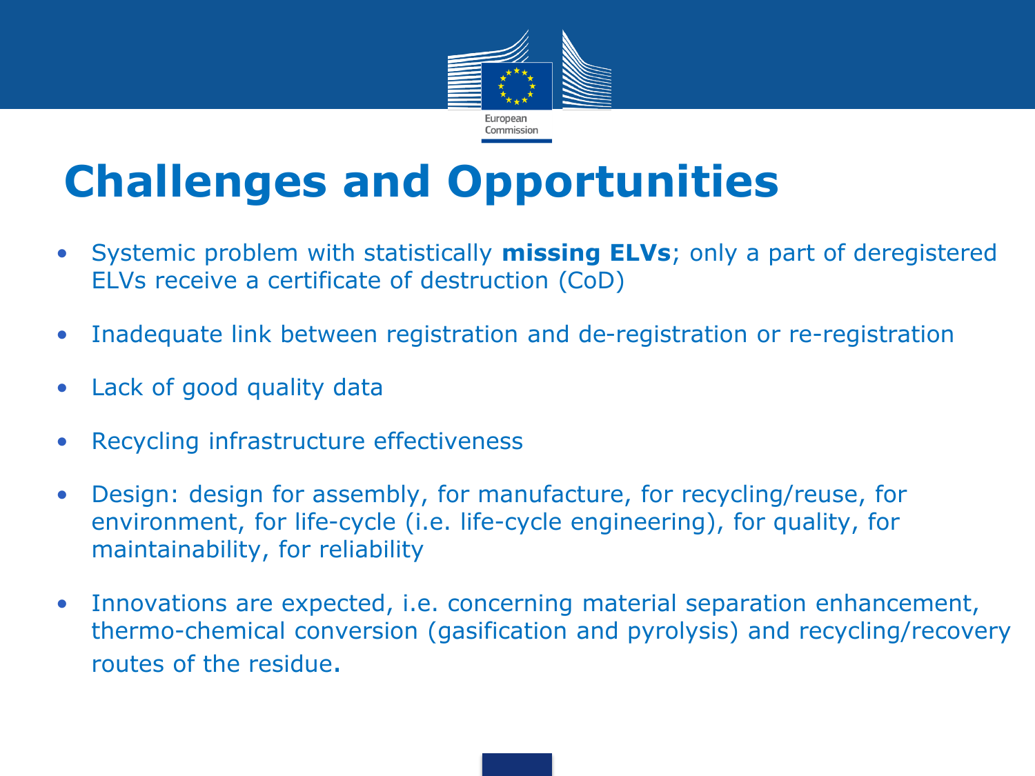# Challenges and Opportunities

- Systemic problem with statistically **missing ELVs**; only a part of deregistered ELVs receive a certificate of destruction (CoD)
- Inadequate link between registration and de-registration or re-registration
- Lack of good quality data
- Recycling infrastructure effectiveness
- Design: design for assembly, for manufacture, for recycling/reuse, for environment, for life-cycle (i.e. life-cycle engineering), for quality, for maintainability, for reliability
- Innovations are expected, i.e. concerning material separation enhancement, thermo-chemical conversion (gasification and pyrolysis) and recycling/recovery routes of the residue.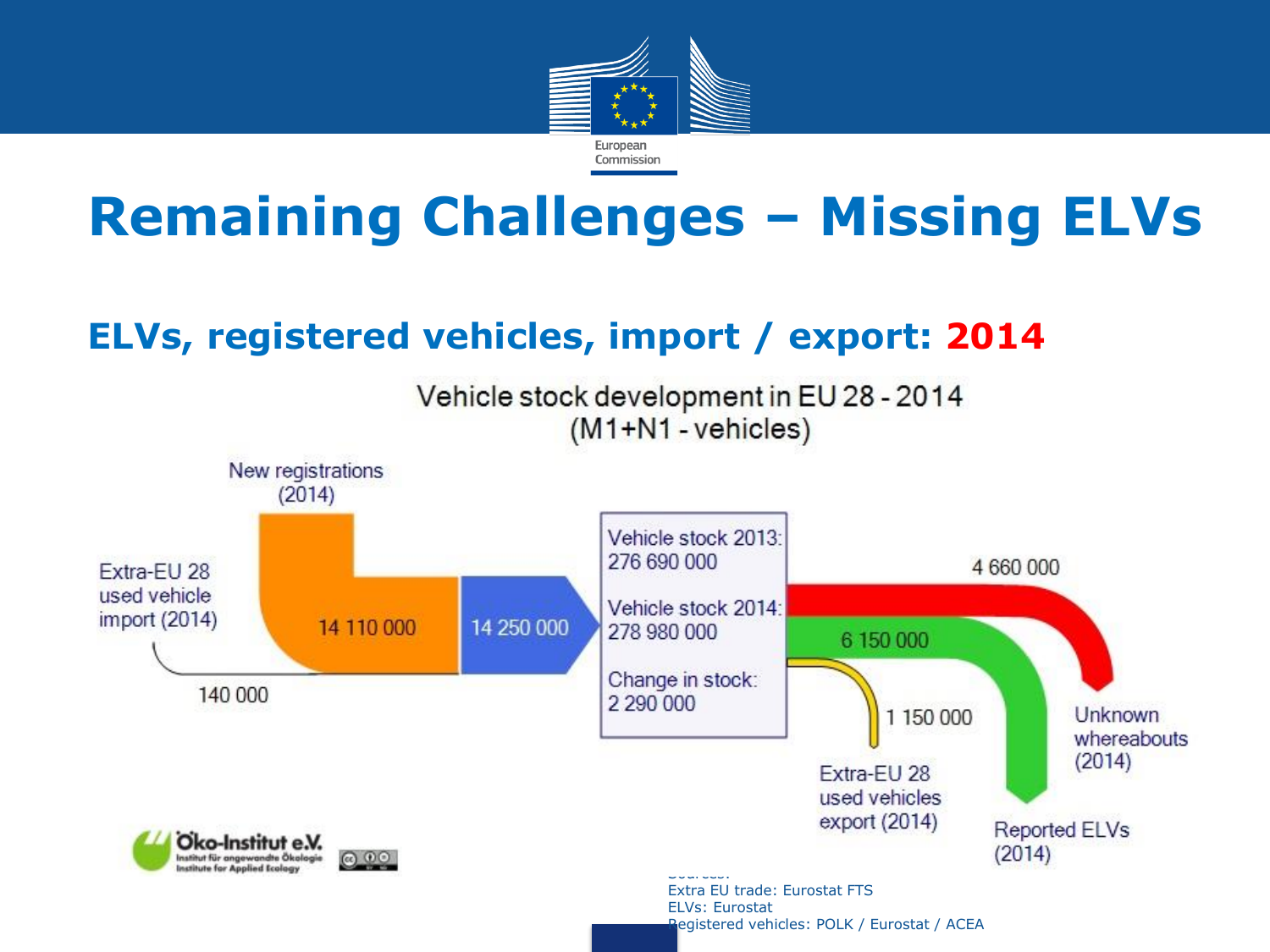# Remaining Challenges – Missing ELVs

## ELVs, registered vehicles, import / export: 2014

Vehicle stock development in EU 28 - 2014
(M1+N1 - vehicles)

New registrations (2014)

Extra-EU 28 used vehicle import (2014)

140 000

14 110 000

14 250 000

Vehicle stock 2013: 276 690 000

Vehicle stock 2014: 278 980 000

Change in stock: 2 290 000

4 660 000

6 150 000

1 150 000

Extra-EU 28 used vehicles export (2014)

Reported ELVs (2014)

Unknown whereabouts (2014)

Sources:
Extra EU trade: Eurostat FTS
ELVs: Eurostat
Registered vehicles: POLK / Eurostat / ACEA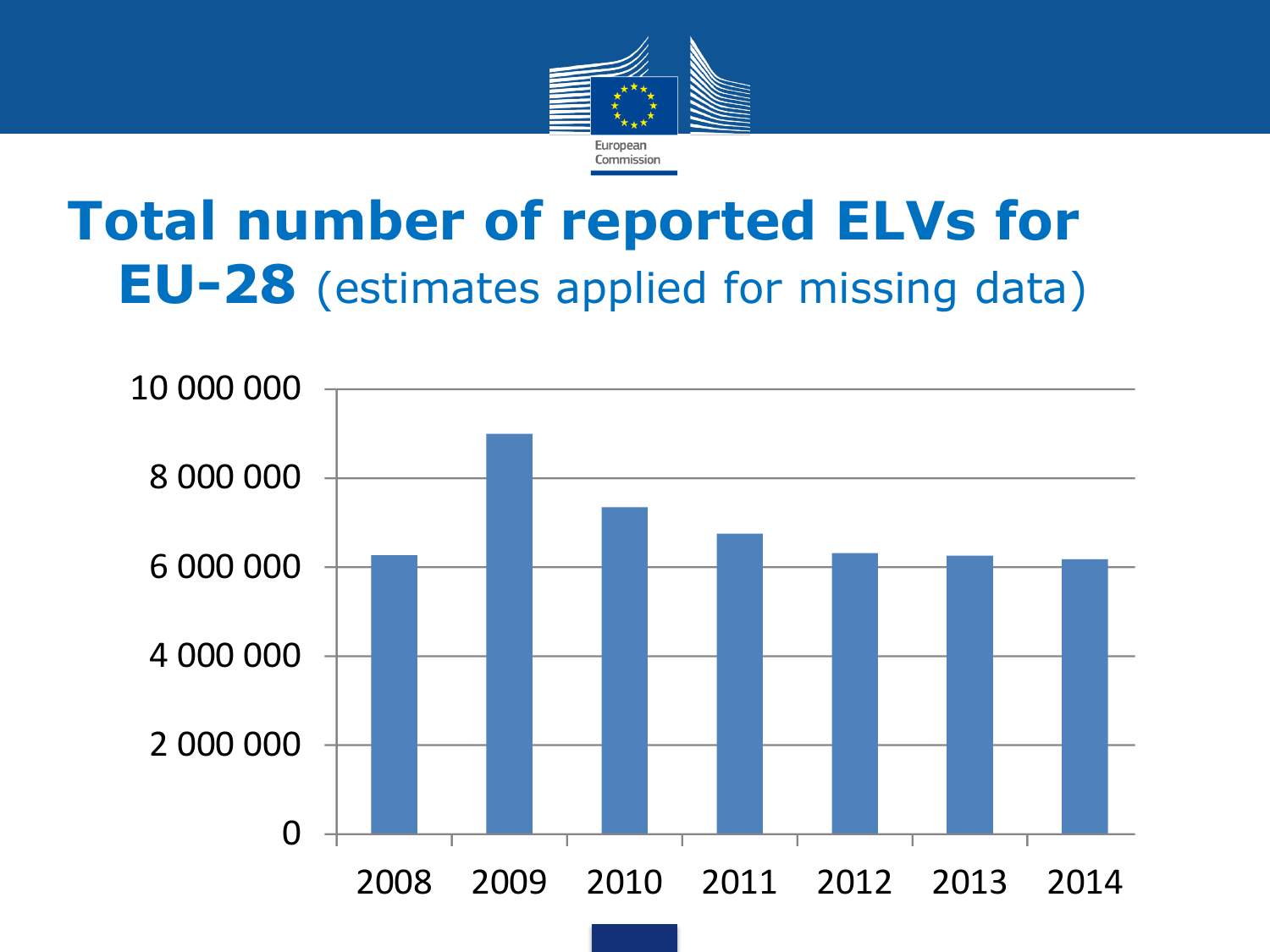# Total number of reported ELVs for EU-28 (estimates applied for missing data)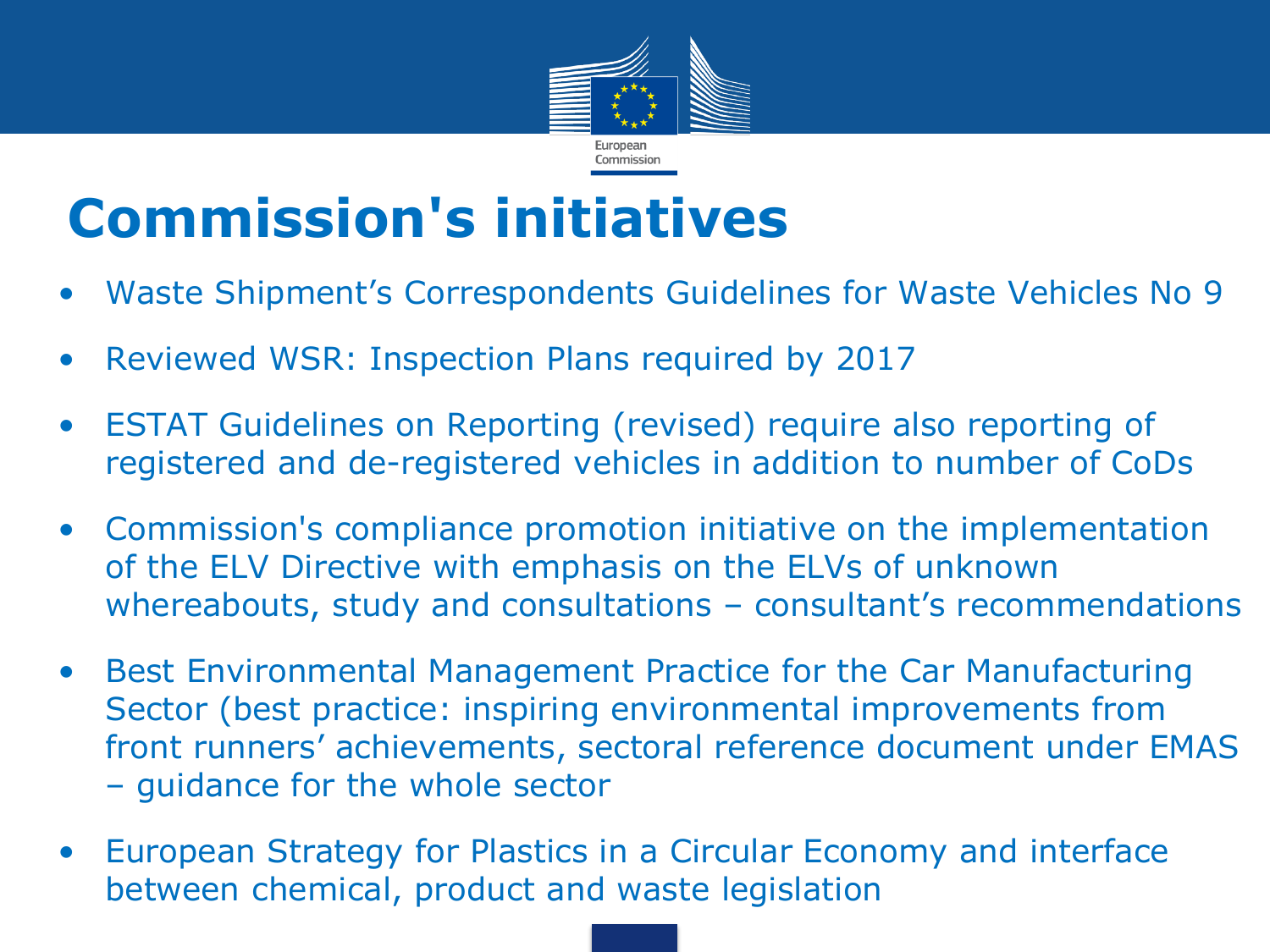# Commission's initiatives

- Waste Shipment's Correspondents Guidelines for Waste Vehicles No 9
- Reviewed WSR: Inspection Plans required by 2017
- ESTAT Guidelines on Reporting (revised) require also reporting of registered and de-registered vehicles in addition to number of CoDs
- Commission's compliance promotion initiative on the implementation of the ELV Directive with emphasis on the ELVs of unknown whereabouts, study and consultations – consultant's recommendations
- Best Environmental Management Practice for the Car Manufacturing Sector (best practice: inspiring environmental improvements from front runners' achievements, sectoral reference document under EMAS – guidance for the whole sector
- European Strategy for Plastics in a Circular Economy and interface between chemical, product and waste legislation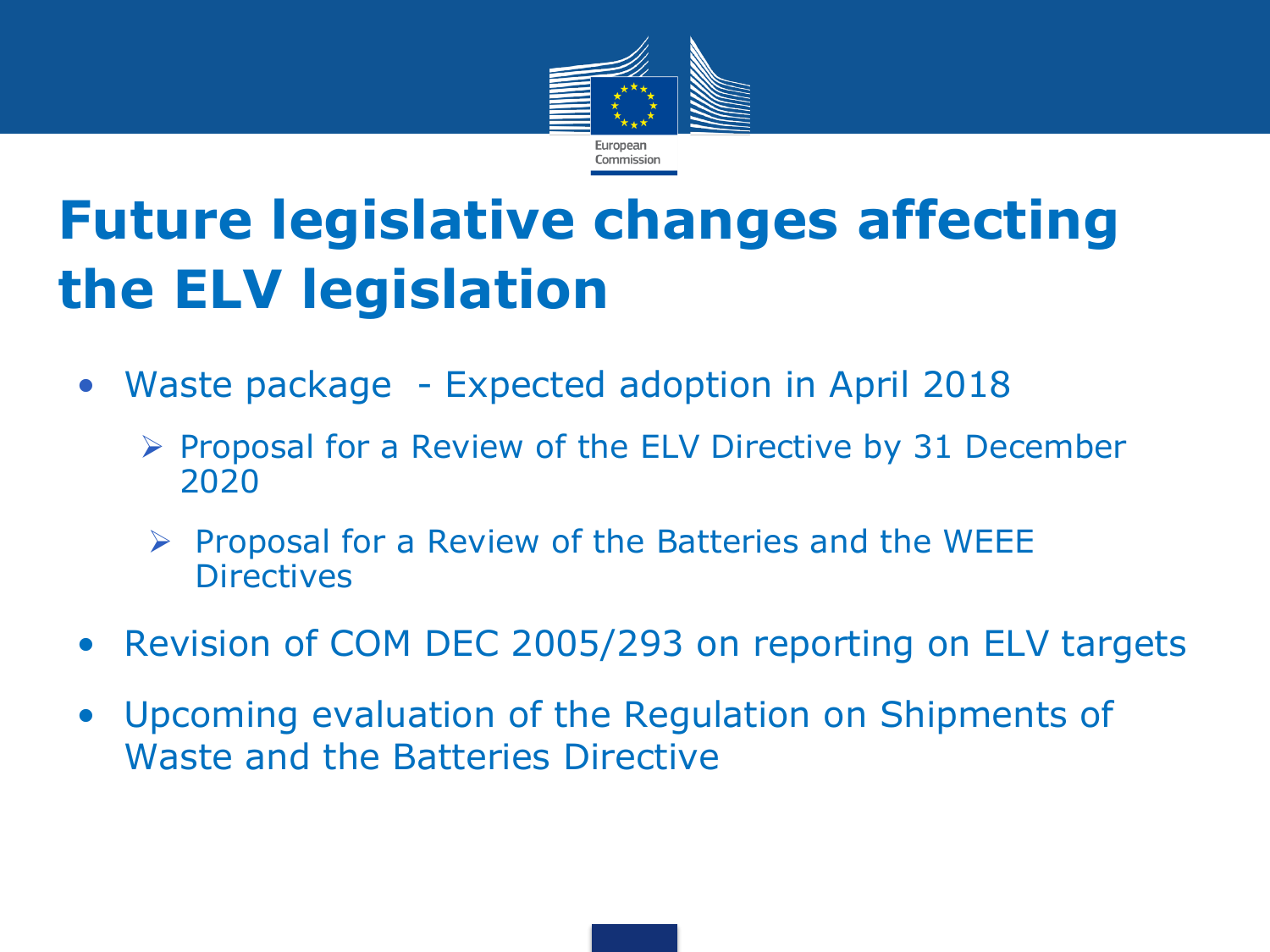# Future legislative changes affecting the ELV legislation

- Waste package - Expected adoption in April 2018
  - Proposal for a Review of the ELV Directive by 31 December 2020
  - Proposal for a Review of the Batteries and the WEEE Directives
- Revision of COM DEC 2005/293 on reporting on ELV targets
- Upcoming evaluation of the Regulation on Shipments of Waste and the Batteries Directive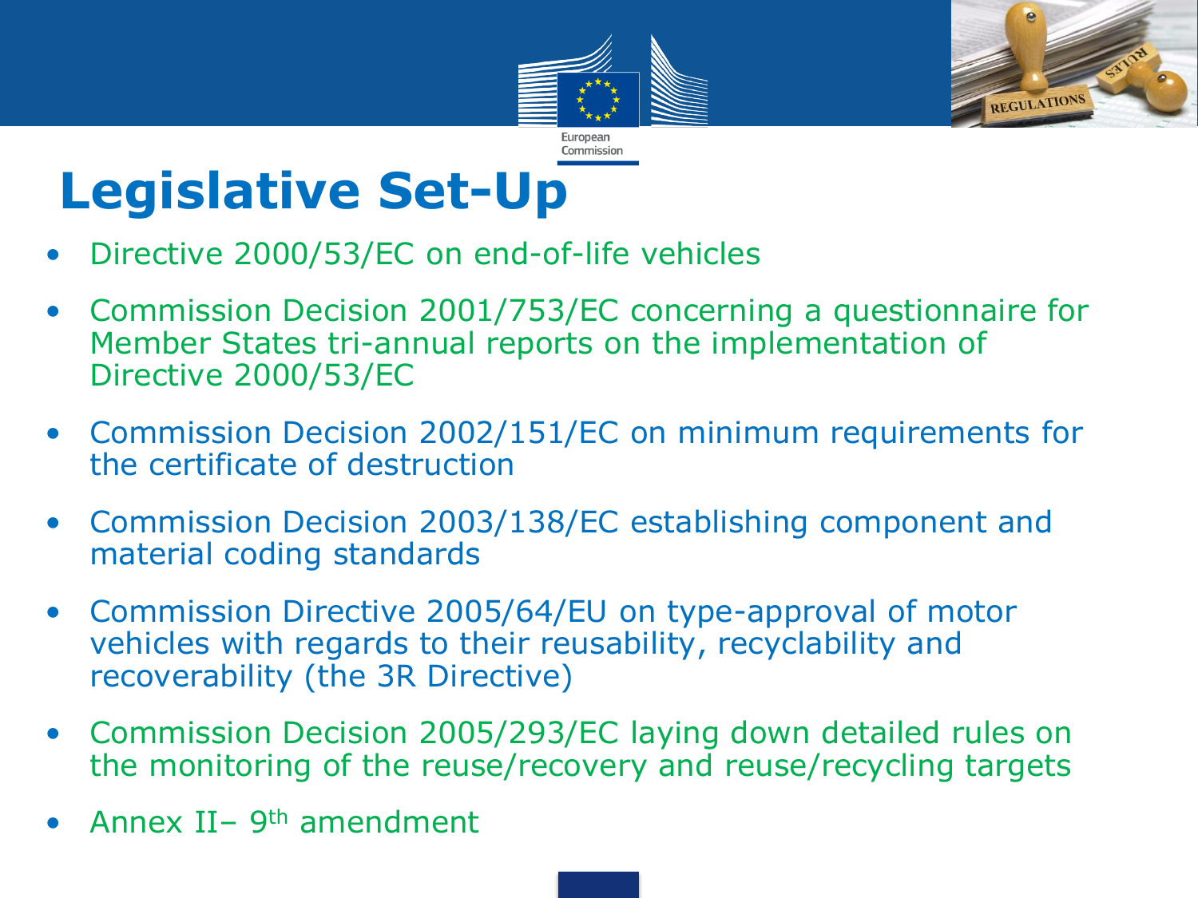# Legislative Set-Up

- Directive 2000/53/EC on end-of-life vehicles
- Commission Decision 2001/753/EC concerning a questionnaire for Member States tri-annual reports on the implementation of Directive 2000/53/EC
- Commission Decision 2002/151/EC on minimum requirements for the certificate of destruction
- Commission Decision 2003/138/EC establishing component and material coding standards
- Commission Directive 2005/64/EU on type-approval of motor vehicles with regards to their reusability, recyclability and recoverability (the 3R Directive)
- Commission Decision 2005/293/EC laying down detailed rules on the monitoring of the reuse/recovery and reuse/recycling targets
- Annex II– 9th amendment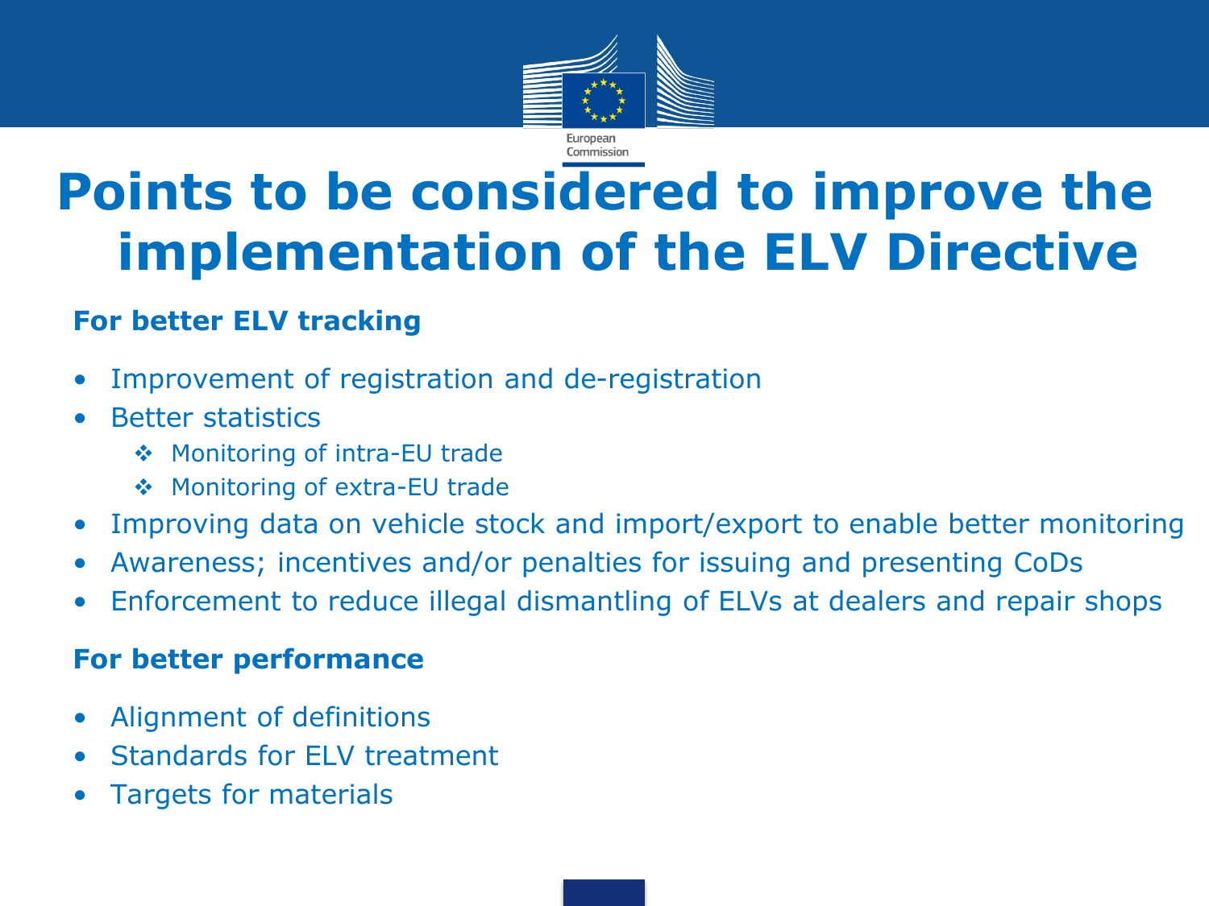# Points to be considered to improve the implementation of the ELV Directive

**For better ELV tracking**

- Improvement of registration and de-registration
- Better statistics
  - Monitoring of intra-EU trade
  - Monitoring of extra-EU trade
- Improving data on vehicle stock and import/export to enable better monitoring
- Awareness; incentives and/or penalties for issuing and presenting CoDs
- Enforcement to reduce illegal dismantling of ELVs at dealers and repair shops

**For better performance**

- Alignment of definitions
- Standards for ELV treatment
- Targets for materials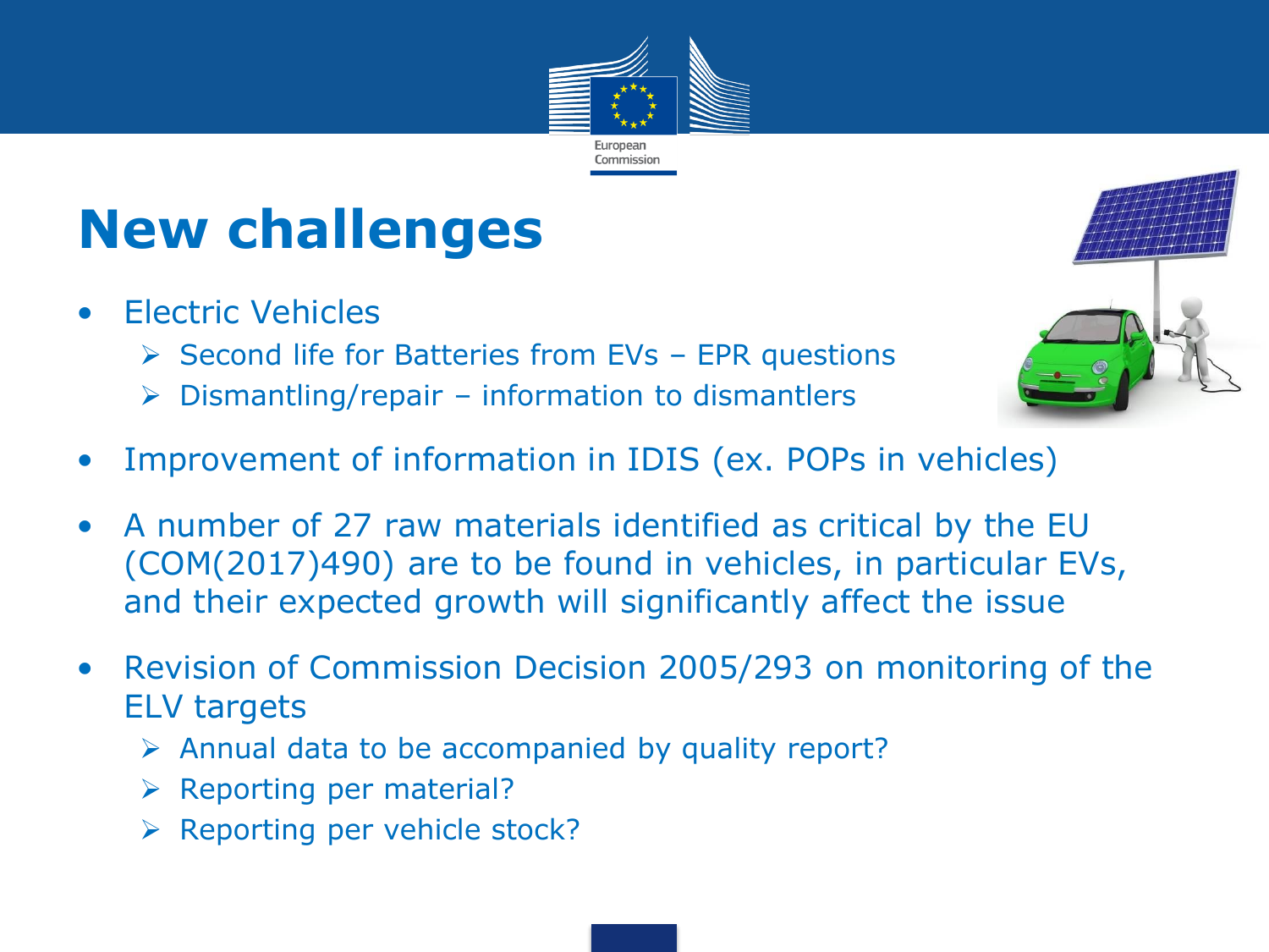# New challenges

- Electric Vehicles
  - Second life for Batteries from EVs – EPR questions
  - Dismantling/repair – information to dismantlers
- Improvement of information in IDIS (ex. POPs in vehicles)
- A number of 27 raw materials identified as critical by the EU (COM(2017)490) are to be found in vehicles, in particular EVs, and their expected growth will significantly affect the issue
- Revision of Commission Decision 2005/293 on monitoring of the ELV targets
  - Annual data to be accompanied by quality report?
  - Reporting per material?
  - Reporting per vehicle stock?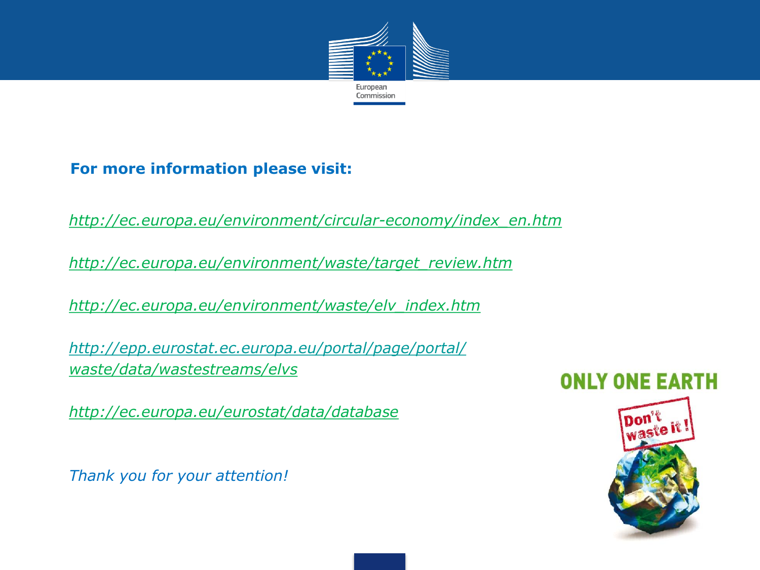**For more information please visit:**

*http://ec.europa.eu/environment/circular-economy/index_en.htm*

*http://ec.europa.eu/environment/waste/target_review.htm*

*http://ec.europa.eu/environment/waste/elv_index.htm*

*http://epp.eurostat.ec.europa.eu/portal/page/portal/waste/data/wastestreams/elvs*

*http://ec.europa.eu/eurostat/data/database*

*Thank you for your attention!*

ONLY ONE EARTH

Don't waste it!